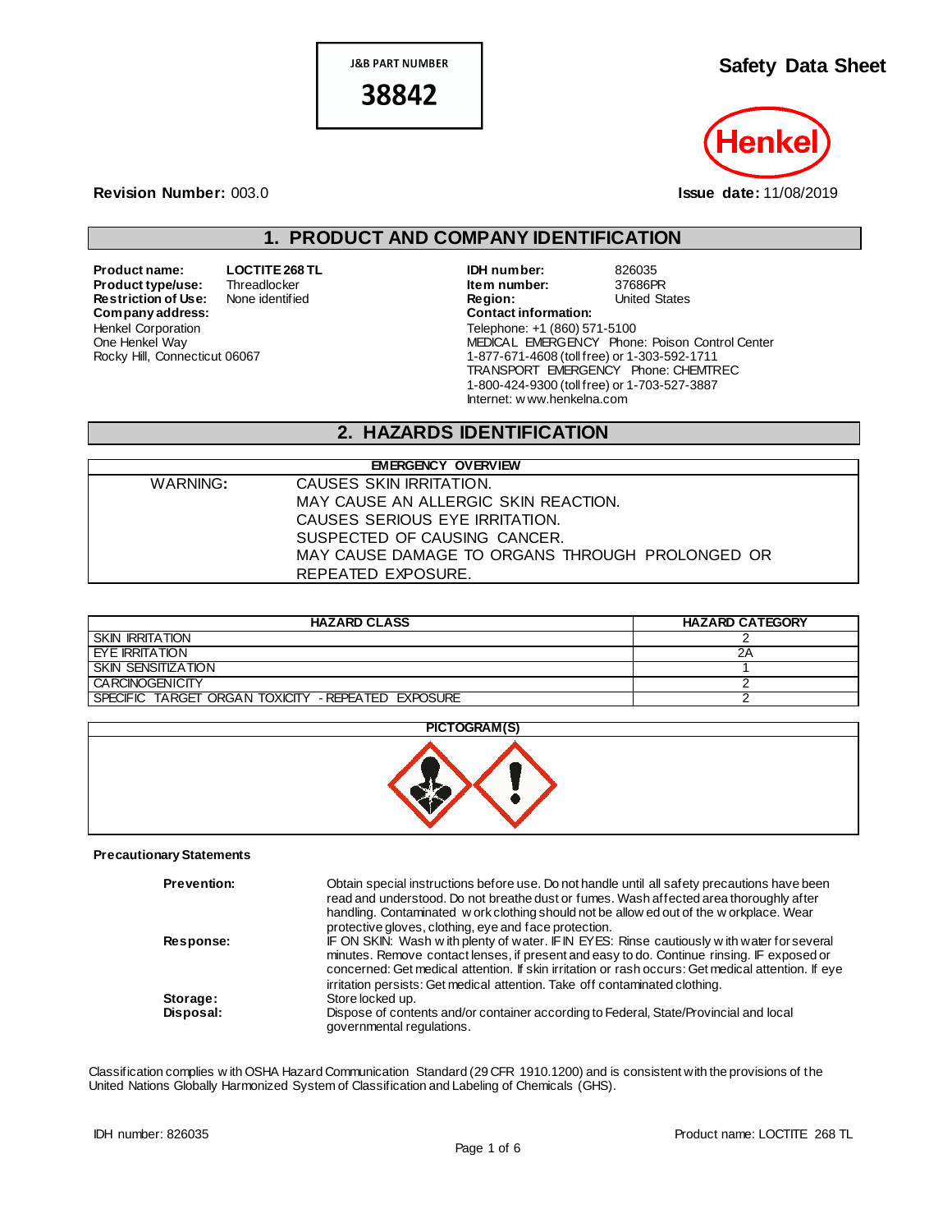J&B PART NUMBER

**38842**

# Safety Data Sheet

Henkel

**Revision Number:** 003.0

**Issue date:** 11/08/2019

## 1. PRODUCT AND COMPANY IDENTIFICATION

**Product name:** LOCTITE 268 TL
**Product type/use:** Threadlocker
**Restriction of Use:** None identified
**Company address:**
Henkel Corporation
One Henkel Way
Rocky Hill, Connecticut 06067

**IDH number:** 826035
**Item number:** 37686PR
**Region:** United States
**Contact information:**
Telephone: +1 (860) 571-5100
MEDICAL EMERGENCY Phone: Poison Control Center
1-877-671-4608 (toll free) or 1-303-592-1711
TRANSPORT EMERGENCY Phone: CHEMTREC
1-800-424-9300 (toll free) or 1-703-527-3887
Internet: www.henkelna.com

## 2. HAZARDS IDENTIFICATION

| EMERGENCY OVERVIEW | |
|---|---|
| WARNING: | CAUSES SKIN IRRITATION.<br>MAY CAUSE AN ALLERGIC SKIN REACTION.<br>CAUSES SERIOUS EYE IRRITATION.<br>SUSPECTED OF CAUSING CANCER.<br>MAY CAUSE DAMAGE TO ORGANS THROUGH PROLONGED OR REPEATED EXPOSURE. |

| HAZARD CLASS | HAZARD CATEGORY |
|---|---|
| SKIN IRRITATION | 2 |
| EYE IRRITATION | 2A |
| SKIN SENSITIZATION | 1 |
| CARCINOGENICITY | 2 |
| SPECIFIC TARGET ORGAN TOXICITY - REPEATED EXPOSURE | 2 |

**PICTOGRAM(S)**

**Precautionary Statements**

**Prevention:** Obtain special instructions before use. Do not handle until all safety precautions have been read and understood. Do not breathe dust or fumes. Wash affected area thoroughly after handling. Contaminated work clothing should not be allowed out of the workplace. Wear protective gloves, clothing, eye and face protection.

**Response:** IF ON SKIN: Wash with plenty of water. IF IN EYES: Rinse cautiously with water for several minutes. Remove contact lenses, if present and easy to do. Continue rinsing. IF exposed or concerned: Get medical attention. If skin irritation or rash occurs: Get medical attention. If eye irritation persists: Get medical attention. Take off contaminated clothing.

**Storage:** Store locked up.

**Disposal:** Dispose of contents and/or container according to Federal, State/Provincial and local governmental regulations.

Classification complies with OSHA Hazard Communication Standard (29 CFR 1910.1200) and is consistent with the provisions of the United Nations Globally Harmonized System of Classification and Labeling of Chemicals (GHS).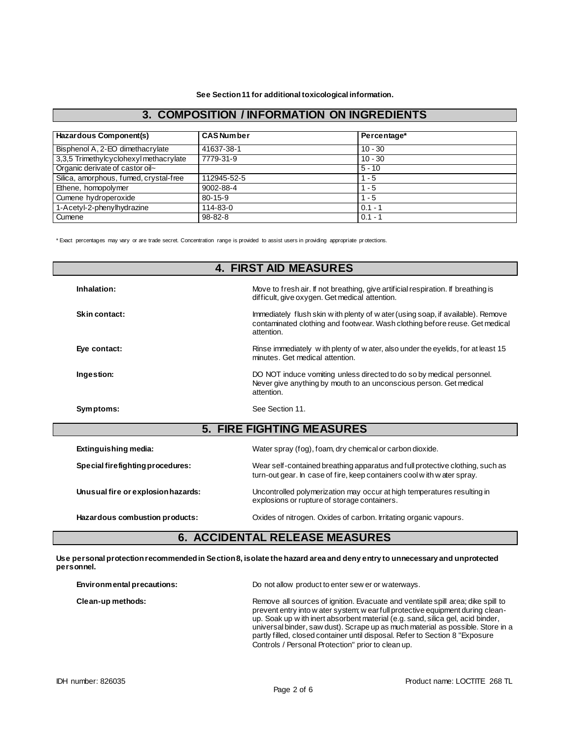**See Section 11 for additional toxicological information.**

## 3. COMPOSITION / INFORMATION ON INGREDIENTS

| Hazardous Component(s) | CAS Number | Percentage* |
|---|---|---|
| Bisphenol A, 2-EO dimethacrylate | 41637-38-1 | 10 - 30 |
| 3,3,5 Trimethylcyclohexyl methacrylate | 7779-31-9 | 10 - 30 |
| Organic derivate of castor oil~ | | 5 - 10 |
| Silica, amorphous, fumed, crystal-free | 112945-52-5 | 1 - 5 |
| Ethene, homopolymer | 9002-88-4 | 1 - 5 |
| Cumene hydroperoxide | 80-15-9 | 1 - 5 |
| 1-Acetyl-2-phenylhydrazine | 114-83-0 | 0.1 - 1 |
| Cumene | 98-82-8 | 0.1 - 1 |

* Exact percentages may vary or are trade secret. Concentration range is provided to assist users in providing appropriate protections.

## 4. FIRST AID MEASURES

**Inhalation:** Move to fresh air. If not breathing, give artificial respiration. If breathing is difficult, give oxygen. Get medical attention.

**Skin contact:** Immediately flush skin with plenty of water (using soap, if available). Remove contaminated clothing and footwear. Wash clothing before reuse. Get medical attention.

**Eye contact:** Rinse immediately with plenty of water, also under the eyelids, for at least 15 minutes. Get medical attention.

**Ingestion:** DO NOT induce vomiting unless directed to do so by medical personnel. Never give anything by mouth to an unconscious person. Get medical attention.

**Symptoms:** See Section 11.

## 5. FIRE FIGHTING MEASURES

**Extinguishing media:** Water spray (fog), foam, dry chemical or carbon dioxide.

**Special firefighting procedures:** Wear self-contained breathing apparatus and full protective clothing, such as turn-out gear. In case of fire, keep containers cool with water spray.

**Unusual fire or explosion hazards:** Uncontrolled polymerization may occur at high temperatures resulting in explosions or rupture of storage containers.

**Hazardous combustion products:** Oxides of nitrogen. Oxides of carbon. Irritating organic vapours.

## 6. ACCIDENTAL RELEASE MEASURES

**Use personal protection recommended in Section 8, isolate the hazard area and deny entry to unnecessary and unprotected personnel.**

**Environmental precautions:** Do not allow product to enter sewer or waterways.

**Clean-up methods:** Remove all sources of ignition. Evacuate and ventilate spill area; dike spill to prevent entry into water system; wear full protective equipment during clean-up. Soak up with inert absorbent material (e.g. sand, silica gel, acid binder, universal binder, saw dust). Scrape up as much material as possible. Store in a partly filled, closed container until disposal. Refer to Section 8 "Exposure Controls / Personal Protection" prior to clean up.

IDH number: 826035

Product name: LOCTITE 268 TL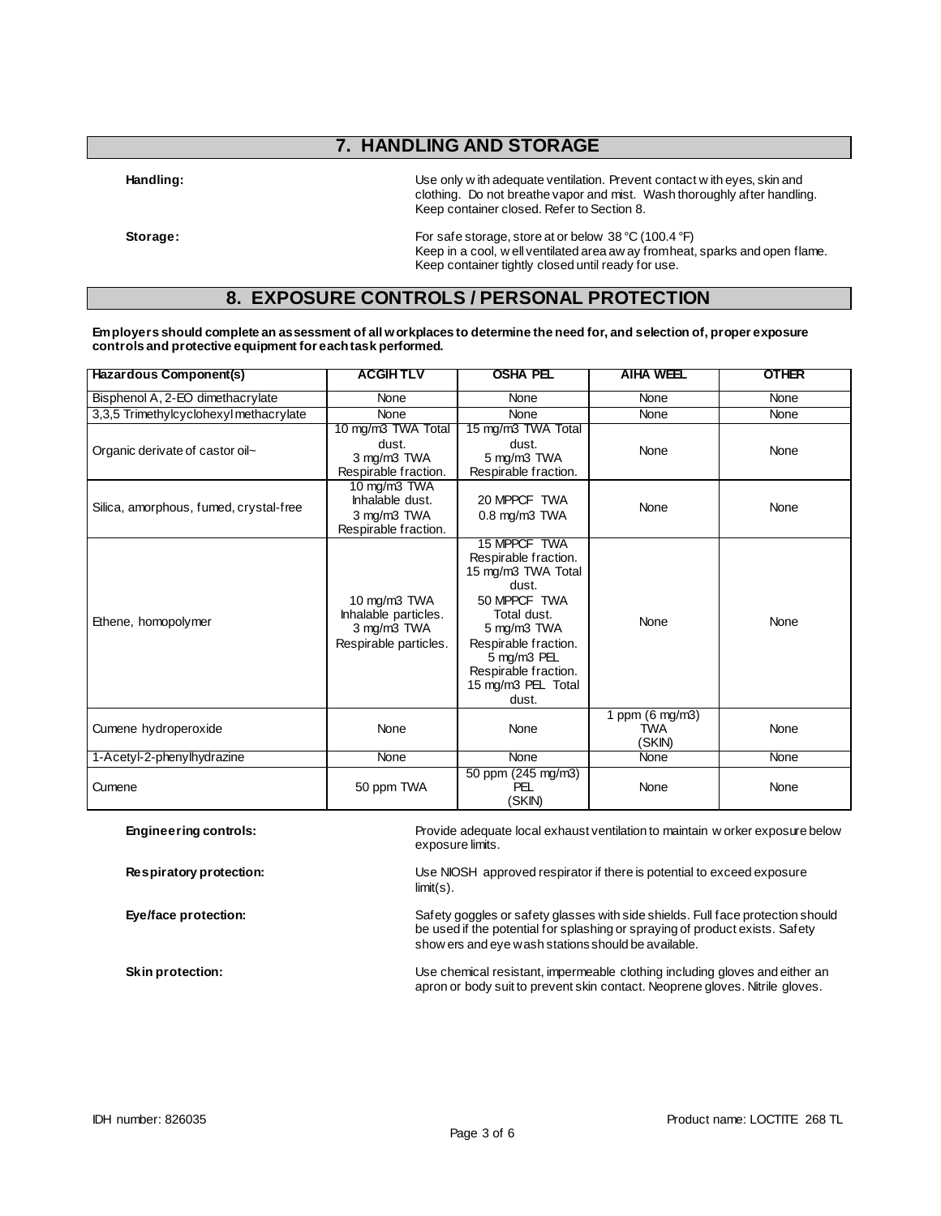## 7. HANDLING AND STORAGE

**Handling:** Use only with adequate ventilation. Prevent contact with eyes, skin and clothing. Do not breathe vapor and mist. Wash thoroughly after handling. Keep container closed. Refer to Section 8.

**Storage:** For safe storage, store at or below 38 °C (100.4 °F)
Keep in a cool, well ventilated area away from heat, sparks and open flame. Keep container tightly closed until ready for use.

## 8. EXPOSURE CONTROLS / PERSONAL PROTECTION

**Employers should complete an assessment of all workplaces to determine the need for, and selection of, proper exposure controls and protective equipment for each task performed.**

| Hazardous Component(s) | ACGIH TLV | OSHA PEL | AIHA WEEL | OTHER |
|---|---|---|---|---|
| Bisphenol A, 2-EO dimethacrylate | None | None | None | None |
| 3,3,5 Trimethylcyclohexyl methacrylate | None | None | None | None |
| Organic derivate of castor oil~ | 10 mg/m3 TWA Total dust.<br>3 mg/m3 TWA Respirable fraction. | 15 mg/m3 TWA Total dust.<br>5 mg/m3 TWA Respirable fraction. | None | None |
| Silica, amorphous, fumed, crystal-free | 10 mg/m3 TWA Inhalable dust.<br>3 mg/m3 TWA Respirable fraction. | 20 MPPCF TWA<br>0.8 mg/m3 TWA | None | None |
| Ethene, homopolymer | 10 mg/m3 TWA Inhalable particles.<br>3 mg/m3 TWA Respirable particles. | 15 MPPCF TWA Respirable fraction.<br>15 mg/m3 TWA Total dust.<br>50 MPPCF TWA Total dust.<br>5 mg/m3 TWA Respirable fraction.<br>5 mg/m3 PEL Respirable fraction.<br>15 mg/m3 PEL Total dust. | None | None |
| Cumene hydroperoxide | None | None | 1 ppm (6 mg/m3) TWA (SKIN) | None |
| 1-Acetyl-2-phenylhydrazine | None | None | None | None |
| Cumene | 50 ppm TWA | 50 ppm (245 mg/m3) PEL (SKIN) | None | None |

**Engineering controls:** Provide adequate local exhaust ventilation to maintain worker exposure below exposure limits.

**Respiratory protection:** Use NIOSH approved respirator if there is potential to exceed exposure limit(s).

**Eye/face protection:** Safety goggles or safety glasses with side shields. Full face protection should be used if the potential for splashing or spraying of product exists. Safety showers and eye wash stations should be available.

**Skin protection:** Use chemical resistant, impermeable clothing including gloves and either an apron or body suit to prevent skin contact. Neoprene gloves. Nitrile gloves.

IDH number: 826035 Product name: LOCTITE 268 TL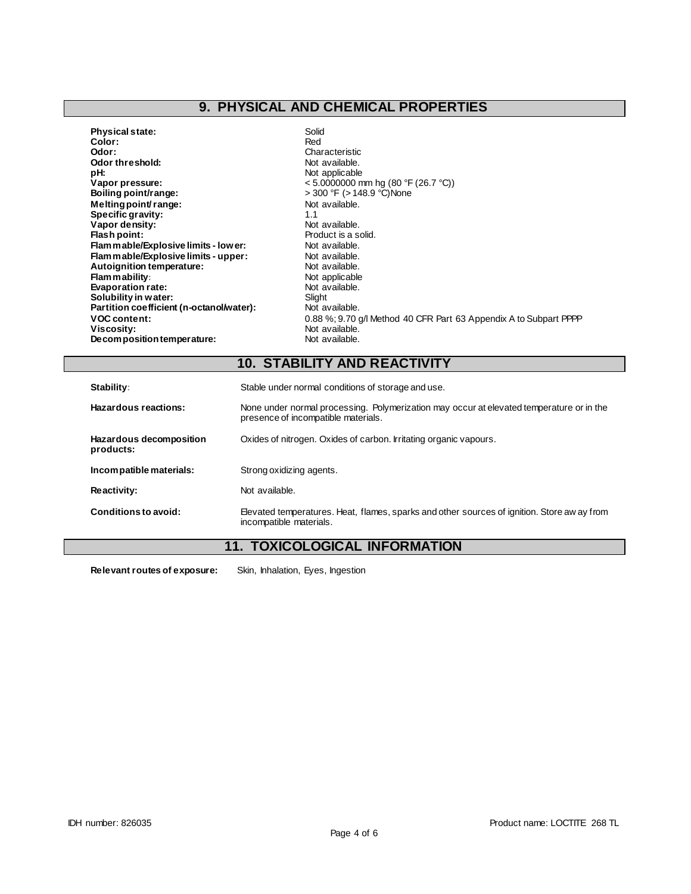## 9. PHYSICAL AND CHEMICAL PROPERTIES

| | |
|---|---|
| **Physical state:** | Solid |
| **Color:** | Red |
| **Odor:** | Characteristic |
| **Odor threshold:** | Not available. |
| **pH:** | Not applicable |
| **Vapor pressure:** | < 5.0000000 mm hg (80 °F (26.7 °C)) |
| **Boiling point/range:** | > 300 °F (> 148.9 °C)None |
| **Melting point/ range:** | Not available. |
| **Specific gravity:** | 1.1 |
| **Vapor density:** | Not available. |
| **Flash point:** | Product is a solid. |
| **Flammable/Explosive limits - lower:** | Not available. |
| **Flammable/Explosive limits - upper:** | Not available. |
| **Autoignition temperature:** | Not available. |
| **Flammability:** | Not applicable |
| **Evaporation rate:** | Not available. |
| **Solubility in water:** | Slight |
| **Partition coefficient (n-octanol/water):** | Not available. |
| **VOC content:** | 0.88 %; 9.70 g/l Method 40 CFR Part 63 Appendix A to Subpart PPPP |
| **Viscosity:** | Not available. |
| **Decomposition temperature:** | Not available. |

## 10. STABILITY AND REACTIVITY

| | |
|---|---|
| **Stability:** | Stable under normal conditions of storage and use. |
| **Hazardous reactions:** | None under normal processing. Polymerization may occur at elevated temperature or in the presence of incompatible materials. |
| **Hazardous decomposition products:** | Oxides of nitrogen. Oxides of carbon. Irritating organic vapours. |
| **Incompatible materials:** | Strong oxidizing agents. |
| **Reactivity:** | Not available. |
| **Conditions to avoid:** | Elevated temperatures. Heat, flames, sparks and other sources of ignition. Store away from incompatible materials. |

## 11. TOXICOLOGICAL INFORMATION

**Relevant routes of exposure:** Skin, Inhalation, Eyes, Ingestion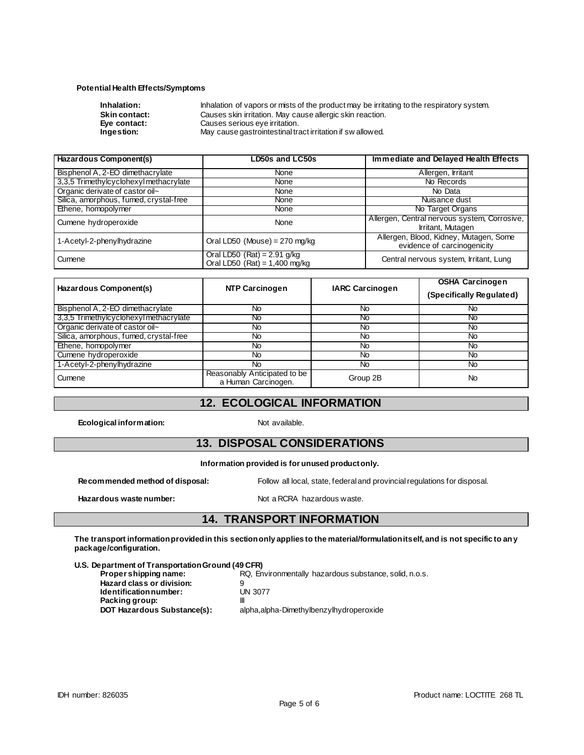**Potential Health Effects/Symptoms**

**Inhalation:** Inhalation of vapors or mists of the product may be irritating to the respiratory system.
**Skin contact:** Causes skin irritation. May cause allergic skin reaction.
**Eye contact:** Causes serious eye irritation.
**Ingestion:** May cause gastrointestinal tract irritation if swallowed.

| Hazardous Component(s) | LD50s and LC50s | Immediate and Delayed Health Effects |
|---|---|---|
| Bisphenol A, 2-EO dimethacrylate | None | Allergen, Irritant |
| 3,3,5 Trimethylcyclohexyl methacrylate | None | No Records |
| Organic derivate of castor oil~ | None | No Data |
| Silica, amorphous, fumed, crystal-free | None | Nuisance dust |
| Ethene, homopolymer | None | No Target Organs |
| Cumene hydroperoxide | None | Allergen, Central nervous system, Corrosive, Irritant, Mutagen |
| 1-Acetyl-2-phenylhydrazine | Oral LD50 (Mouse) = 270 mg/kg | Allergen, Blood, Kidney, Mutagen, Some evidence of carcinogenicity |
| Cumene | Oral LD50 (Rat) = 2.91 g/kg<br>Oral LD50 (Rat) = 1,400 mg/kg | Central nervous system, Irritant, Lung |

| Hazardous Component(s) | NTP Carcinogen | IARC Carcinogen | OSHA Carcinogen (Specifically Regulated) |
|---|---|---|---|
| Bisphenol A, 2-EO dimethacrylate | No | No | No |
| 3,3,5 Trimethylcyclohexyl methacrylate | No | No | No |
| Organic derivate of castor oil~ | No | No | No |
| Silica, amorphous, fumed, crystal-free | No | No | No |
| Ethene, homopolymer | No | No | No |
| Cumene hydroperoxide | No | No | No |
| 1-Acetyl-2-phenylhydrazine | No | No | No |
| Cumene | Reasonably Anticipated to be a Human Carcinogen. | Group 2B | No |

## 12. ECOLOGICAL INFORMATION

**Ecological information:** Not available.

## 13. DISPOSAL CONSIDERATIONS

**Information provided is for unused product only.**

**Recommended method of disposal:** Follow all local, state, federal and provincial regulations for disposal.

**Hazardous waste number:** Not a RCRA hazardous waste.

## 14. TRANSPORT INFORMATION

**The transport information provided in this section only applies to the material/formulation itself, and is not specific to any package/configuration.**

**U.S. Department of Transportation Ground (49 CFR)**
**Proper shipping name:** RQ, Environmentally hazardous substance, solid, n.o.s.
**Hazard class or division:** 9
**Identification number:** UN 3077
**Packing group:** III
**DOT Hazardous Substance(s):** alpha,alpha-Dimethylbenzylhydroperoxide

IDH number: 826035 Product name: LOCTITE 268 TL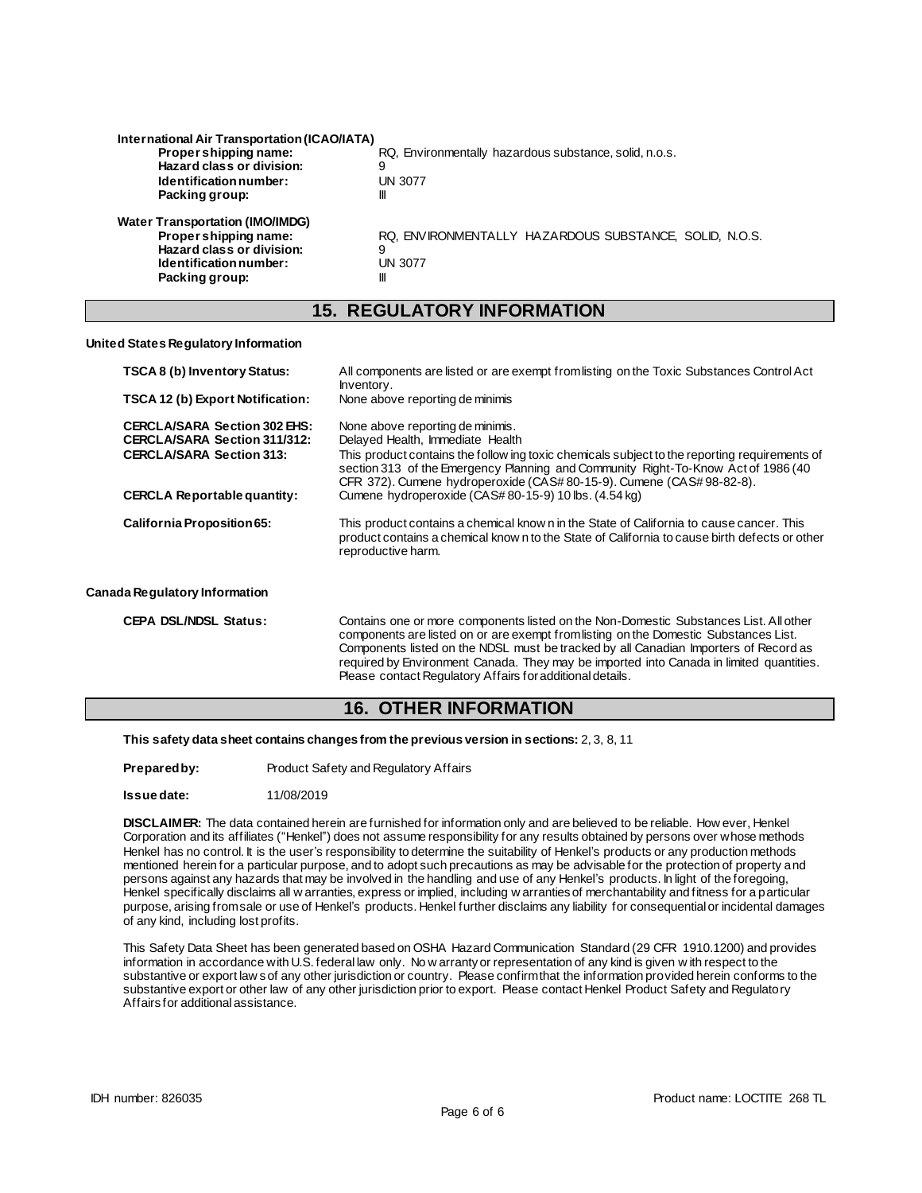**International Air Transportation (ICAO/IATA)**

| | |
|---|---|
| **Proper shipping name:** | RQ, Environmentally hazardous substance, solid, n.o.s. |
| **Hazard class or division:** | 9 |
| **Identification number:** | UN 3077 |
| **Packing group:** | III |

**Water Transportation (IMO/IMDG)**

| | |
|---|---|
| **Proper shipping name:** | RQ, ENVIRONMENTALLY HAZARDOUS SUBSTANCE, SOLID, N.O.S. |
| **Hazard class or division:** | 9 |
| **Identification number:** | UN 3077 |
| **Packing group:** | III |

## 15. REGULATORY INFORMATION

**United States Regulatory Information**

| | |
|---|---|
| **TSCA 8 (b) Inventory Status:** | All components are listed or are exempt from listing on the Toxic Substances Control Act Inventory. |
| **TSCA 12 (b) Export Notification:** | None above reporting de minimis |
| **CERCLA/SARA Section 302 EHS:** | None above reporting de minimis. |
| **CERCLA/SARA Section 311/312:** | Delayed Health, Immediate Health |
| **CERCLA/SARA Section 313:** | This product contains the following toxic chemicals subject to the reporting requirements of section 313 of the Emergency Planning and Community Right-To-Know Act of 1986 (40 CFR 372). Cumene hydroperoxide (CAS# 80-15-9). Cumene (CAS# 98-82-8). |
| **CERCLA Reportable quantity:** | Cumene hydroperoxide (CAS# 80-15-9) 10 lbs. (4.54 kg) |
| **California Proposition 65:** | This product contains a chemical known in the State of California to cause cancer. This product contains a chemical known to the State of California to cause birth defects or other reproductive harm. |

**Canada Regulatory Information**

| | |
|---|---|
| **CEPA DSL/NDSL Status:** | Contains one or more components listed on the Non-Domestic Substances List. All other components are listed on or are exempt from listing on the Domestic Substances List. Components listed on the NDSL must be tracked by all Canadian Importers of Record as required by Environment Canada. They may be imported into Canada in limited quantities. Please contact Regulatory Affairs for additional details. |

## 16. OTHER INFORMATION

**This safety data sheet contains changes from the previous version in sections:** 2, 3, 8, 11

**Prepared by:** Product Safety and Regulatory Affairs

**Issue date:** 11/08/2019

**DISCLAIMER:** The data contained herein are furnished for information only and are believed to be reliable. However, Henkel Corporation and its affiliates ("Henkel") does not assume responsibility for any results obtained by persons over whose methods Henkel has no control. It is the user's responsibility to determine the suitability of Henkel's products or any production methods mentioned herein for a particular purpose, and to adopt such precautions as may be advisable for the protection of property and persons against any hazards that may be involved in the handling and use of any Henkel's products. In light of the foregoing, Henkel specifically disclaims all warranties, express or implied, including warranties of merchantability and fitness for a particular purpose, arising from sale or use of Henkel's products. Henkel further disclaims any liability for consequential or incidental damages of any kind, including lost profits.

This Safety Data Sheet has been generated based on OSHA Hazard Communication Standard (29 CFR 1910.1200) and provides information in accordance with U.S. federal law only. No warranty or representation of any kind is given with respect to the substantive or export laws of any other jurisdiction or country. Please confirm that the information provided herein conforms to the substantive export or other law of any other jurisdiction prior to export. Please contact Henkel Product Safety and Regulatory Affairs for additional assistance.

IDH number: 826035

Product name: LOCTITE 268 TL